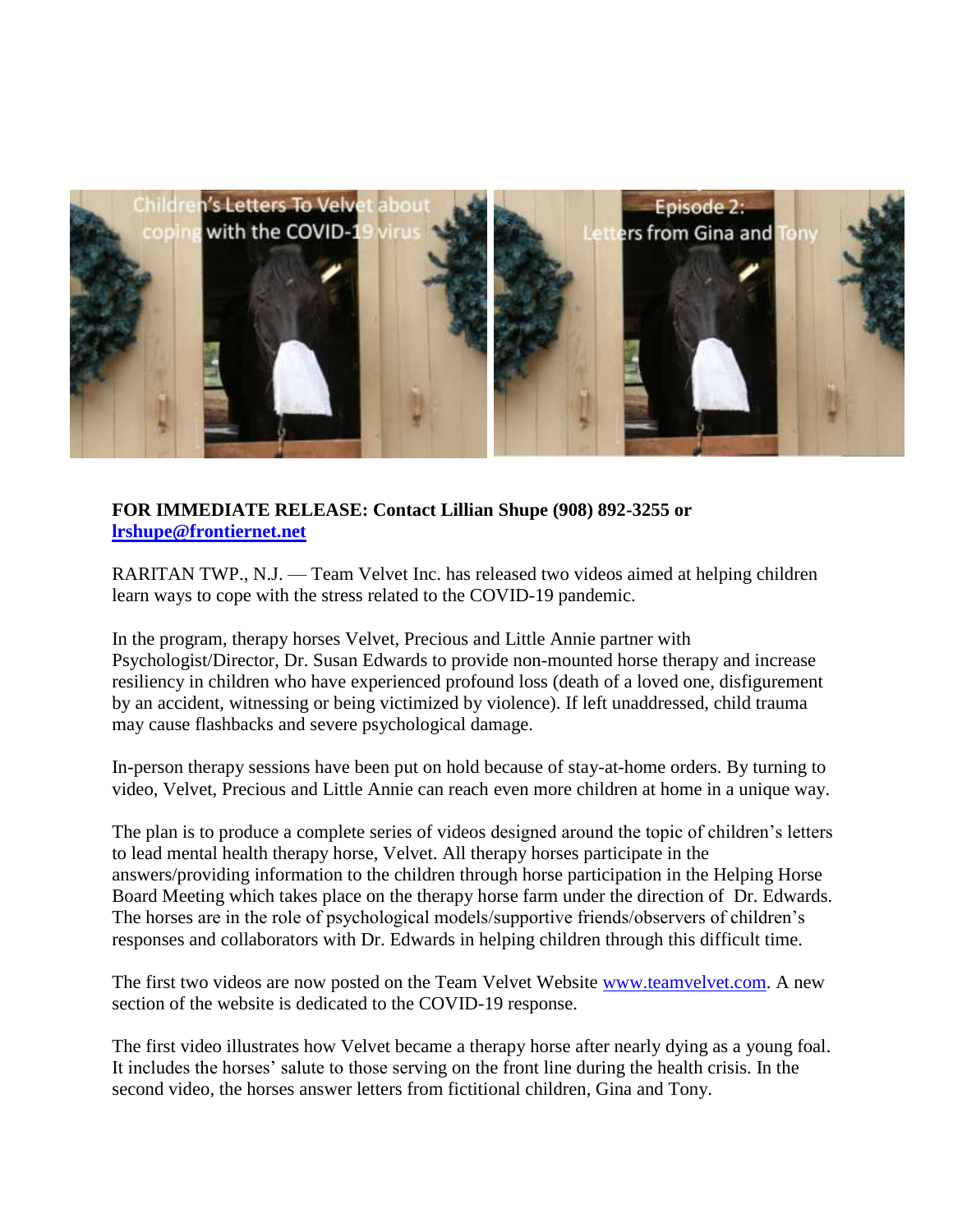**FOR IMMEDIATE RELEASE: Contact Lillian Shupe (908) 892-3255 or [lrshupe@frontiernet.net](mailto:lrshupe@frontiernet.net)**

RARITAN TWP., N.J. — Team Velvet Inc. has released two videos aimed at helping children learn ways to cope with the stress related to the COVID-19 pandemic.

In the program, therapy horses Velvet, Precious and Little Annie partner with Psychologist/Director, Dr. Susan Edwards to provide non-mounted horse therapy and increase resiliency in children who have experienced profound loss (death of a loved one, disfigurement by an accident, witnessing or being victimized by violence). If left unaddressed, child trauma may cause flashbacks and severe psychological damage.

In-person therapy sessions have been put on hold because of stay-at-home orders. By turning to video, Velvet, Precious and Little Annie can reach even more children at home in a unique way.

The plan is to produce a complete series of videos designed around the topic of children's letters to lead mental health therapy horse, Velvet. All therapy horses participate in the answers/providing information to the children through horse participation in the Helping Horse Board Meeting which takes place on the therapy horse farm under the direction of Dr. Edwards. The horses are in the role of psychological models/supportive friends/observers of children's responses and collaborators with Dr. Edwards in helping children through this difficult time.

The first two videos are now posted on the Team Velvet Website [www.teamvelvet.com](http://www.teamvelvet.com). A new section of the website is dedicated to the COVID-19 response.

The first video illustrates how Velvet became a therapy horse after nearly dying as a young foal. It includes the horses' salute to those serving on the front line during the health crisis. In the second video, the horses answer letters from fictitional children, Gina and Tony.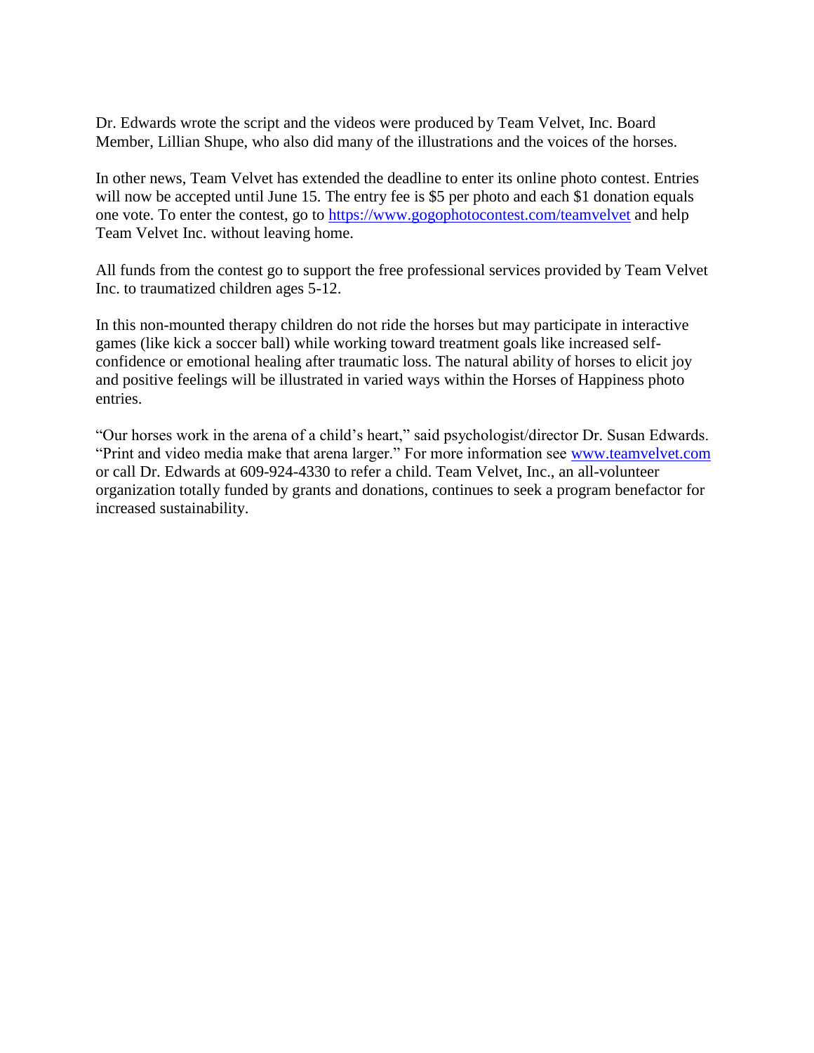Dr. Edwards wrote the script and the videos were produced by Team Velvet, Inc. Board Member, Lillian Shupe, who also did many of the illustrations and the voices of the horses.

In other news, Team Velvet has extended the deadline to enter its online photo contest. Entries will now be accepted until June 15. The entry fee is $5 per photo and each $1 donation equals one vote. To enter the contest, go to [https://www.gogophotocontest.com/teamvelvet](https://www.gogophotocontest.com/teamvelvet) and help Team Velvet Inc. without leaving home.

All funds from the contest go to support the free professional services provided by Team Velvet Inc. to traumatized children ages 5-12.

In this non-mounted therapy children do not ride the horses but may participate in interactive games (like kick a soccer ball) while working toward treatment goals like increased self-confidence or emotional healing after traumatic loss. The natural ability of horses to elicit joy and positive feelings will be illustrated in varied ways within the Horses of Happiness photo entries.

"Our horses work in the arena of a child's heart," said psychologist/director Dr. Susan Edwards. "Print and video media make that arena larger." For more information see [www.teamvelvet.com](www.teamvelvet.com) or call Dr. Edwards at 609-924-4330 to refer a child. Team Velvet, Inc., an all-volunteer organization totally funded by grants and donations, continues to seek a program benefactor for increased sustainability.